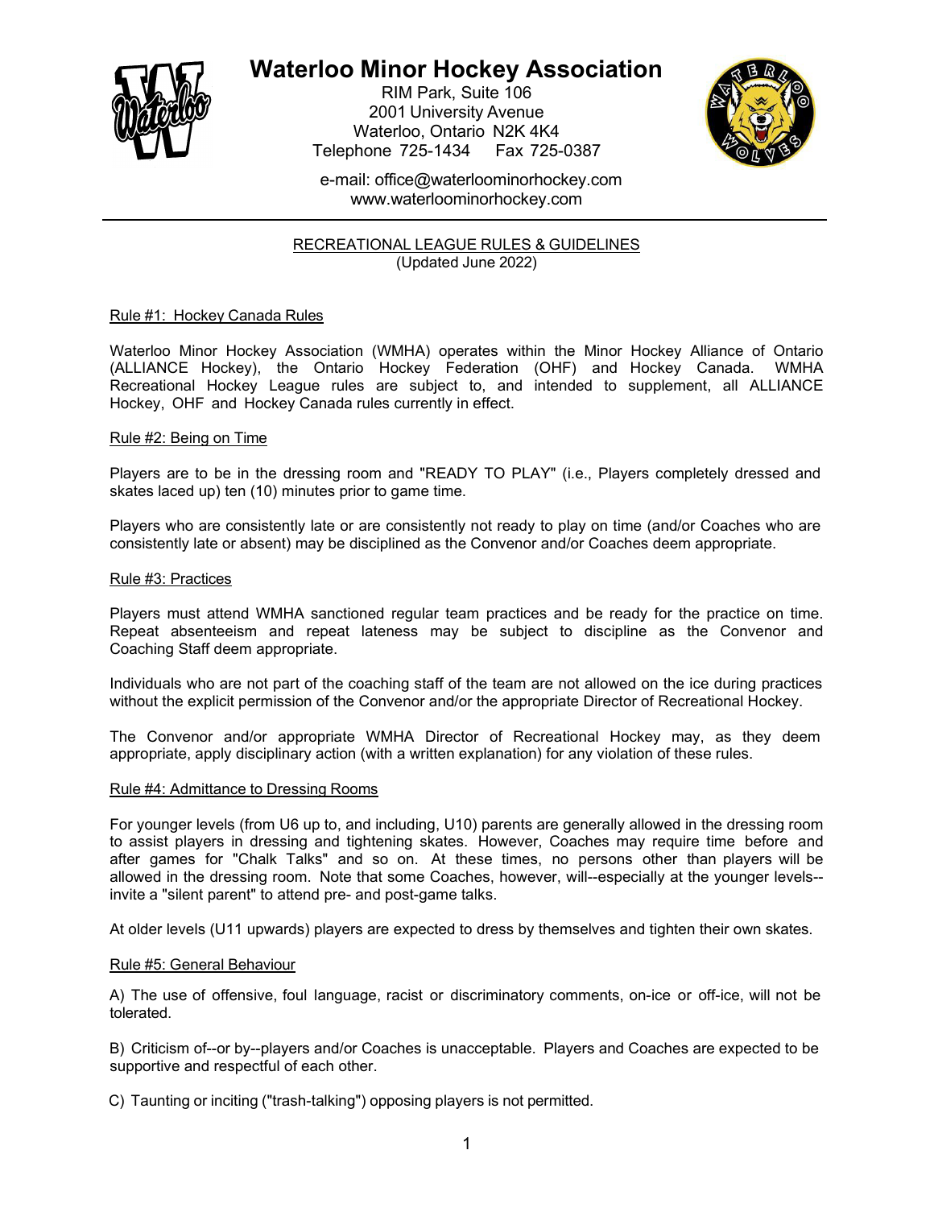# Waterloo Minor Hockey Association

RIM Park, Suite 106
2001 University Avenue
Waterloo, Ontario N2K 4K4
Telephone 725-1434 Fax 725-0387

e-mail: office@waterloominorhockey.com
www.waterloominorhockey.com

## RECREATIONAL LEAGUE RULES & GUIDELINES
(Updated June 2022)

### Rule #1: Hockey Canada Rules

Waterloo Minor Hockey Association (WMHA) operates within the Minor Hockey Alliance of Ontario (ALLIANCE Hockey), the Ontario Hockey Federation (OHF) and Hockey Canada. WMHA Recreational Hockey League rules are subject to, and intended to supplement, all ALLIANCE Hockey, OHF and Hockey Canada rules currently in effect.

### Rule #2: Being on Time

Players are to be in the dressing room and "READY TO PLAY" (i.e., Players completely dressed and skates laced up) ten (10) minutes prior to game time.

Players who are consistently late or are consistently not ready to play on time (and/or Coaches who are consistently late or absent) may be disciplined as the Convenor and/or Coaches deem appropriate.

### Rule #3: Practices

Players must attend WMHA sanctioned regular team practices and be ready for the practice on time. Repeat absenteeism and repeat lateness may be subject to discipline as the Convenor and Coaching Staff deem appropriate.

Individuals who are not part of the coaching staff of the team are not allowed on the ice during practices without the explicit permission of the Convenor and/or the appropriate Director of Recreational Hockey.

The Convenor and/or appropriate WMHA Director of Recreational Hockey may, as they deem appropriate, apply disciplinary action (with a written explanation) for any violation of these rules.

### Rule #4: Admittance to Dressing Rooms

For younger levels (from U6 up to, and including, U10) parents are generally allowed in the dressing room to assist players in dressing and tightening skates. However, Coaches may require time before and after games for "Chalk Talks" and so on. At these times, no persons other than players will be allowed in the dressing room. Note that some Coaches, however, will--especially at the younger levels--invite a "silent parent" to attend pre- and post-game talks.

At older levels (U11 upwards) players are expected to dress by themselves and tighten their own skates.

### Rule #5: General Behaviour

A) The use of offensive, foul language, racist or discriminatory comments, on-ice or off-ice, will not be tolerated.

B) Criticism of--or by--players and/or Coaches is unacceptable. Players and Coaches are expected to be supportive and respectful of each other.

C) Taunting or inciting ("trash-talking") opposing players is not permitted.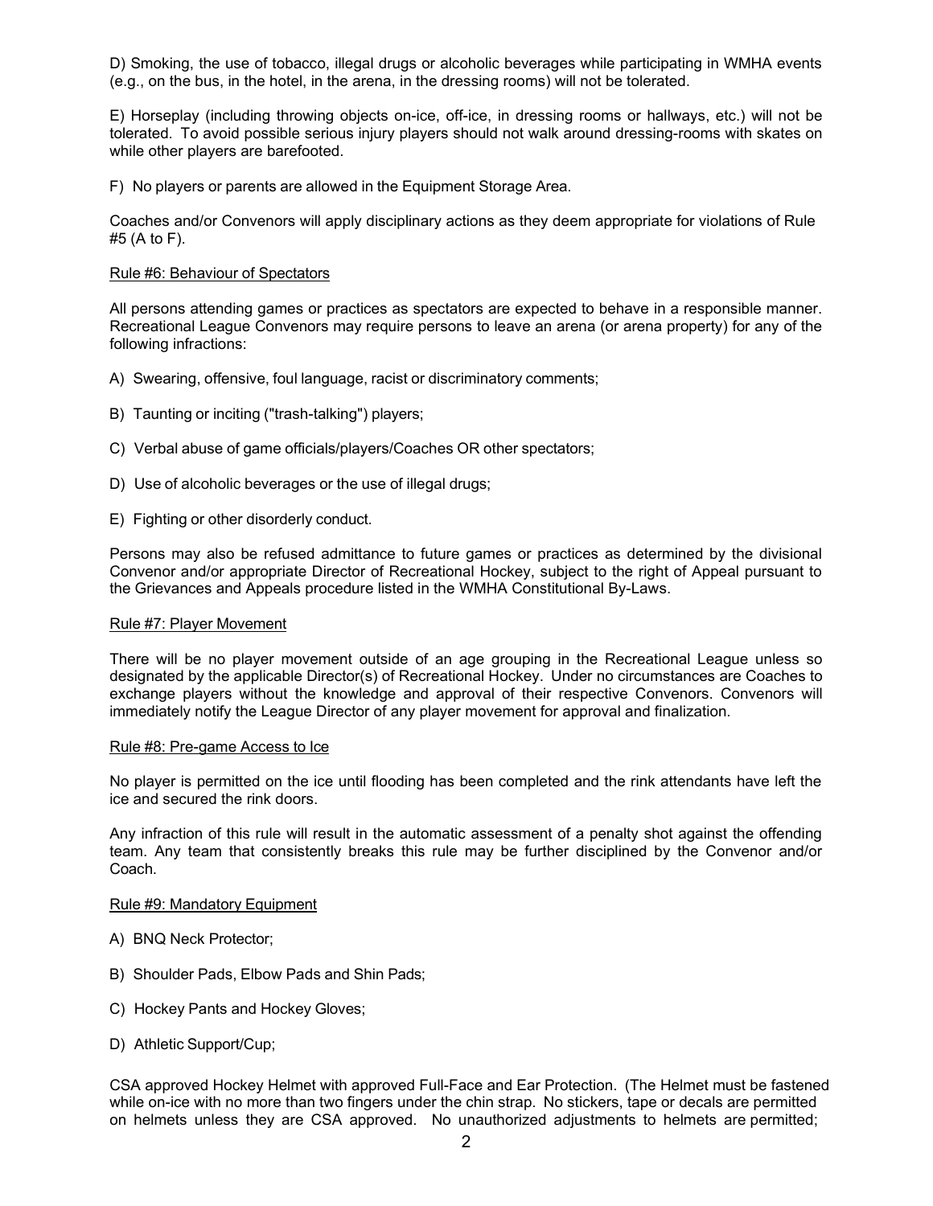D) Smoking, the use of tobacco, illegal drugs or alcoholic beverages while participating in WMHA events (e.g., on the bus, in the hotel, in the arena, in the dressing rooms) will not be tolerated.

E) Horseplay (including throwing objects on-ice, off-ice, in dressing rooms or hallways, etc.) will not be tolerated. To avoid possible serious injury players should not walk around dressing-rooms with skates on while other players are barefooted.

F) No players or parents are allowed in the Equipment Storage Area.

Coaches and/or Convenors will apply disciplinary actions as they deem appropriate for violations of Rule #5 (A to F).

## Rule #6: Behaviour of Spectators

All persons attending games or practices as spectators are expected to behave in a responsible manner. Recreational League Convenors may require persons to leave an arena (or arena property) for any of the following infractions:

A) Swearing, offensive, foul language, racist or discriminatory comments;

B) Taunting or inciting ("trash-talking") players;

C) Verbal abuse of game officials/players/Coaches OR other spectators;

D) Use of alcoholic beverages or the use of illegal drugs;

E) Fighting or other disorderly conduct.

Persons may also be refused admittance to future games or practices as determined by the divisional Convenor and/or appropriate Director of Recreational Hockey, subject to the right of Appeal pursuant to the Grievances and Appeals procedure listed in the WMHA Constitutional By-Laws.

## Rule #7: Player Movement

There will be no player movement outside of an age grouping in the Recreational League unless so designated by the applicable Director(s) of Recreational Hockey. Under no circumstances are Coaches to exchange players without the knowledge and approval of their respective Convenors. Convenors will immediately notify the League Director of any player movement for approval and finalization.

## Rule #8: Pre-game Access to Ice

No player is permitted on the ice until flooding has been completed and the rink attendants have left the ice and secured the rink doors.

Any infraction of this rule will result in the automatic assessment of a penalty shot against the offending team. Any team that consistently breaks this rule may be further disciplined by the Convenor and/or Coach.

## Rule #9: Mandatory Equipment

A) BNQ Neck Protector;

B) Shoulder Pads, Elbow Pads and Shin Pads;

C) Hockey Pants and Hockey Gloves;

D) Athletic Support/Cup;

CSA approved Hockey Helmet with approved Full-Face and Ear Protection. (The Helmet must be fastened while on-ice with no more than two fingers under the chin strap. No stickers, tape or decals are permitted on helmets unless they are CSA approved. No unauthorized adjustments to helmets are permitted;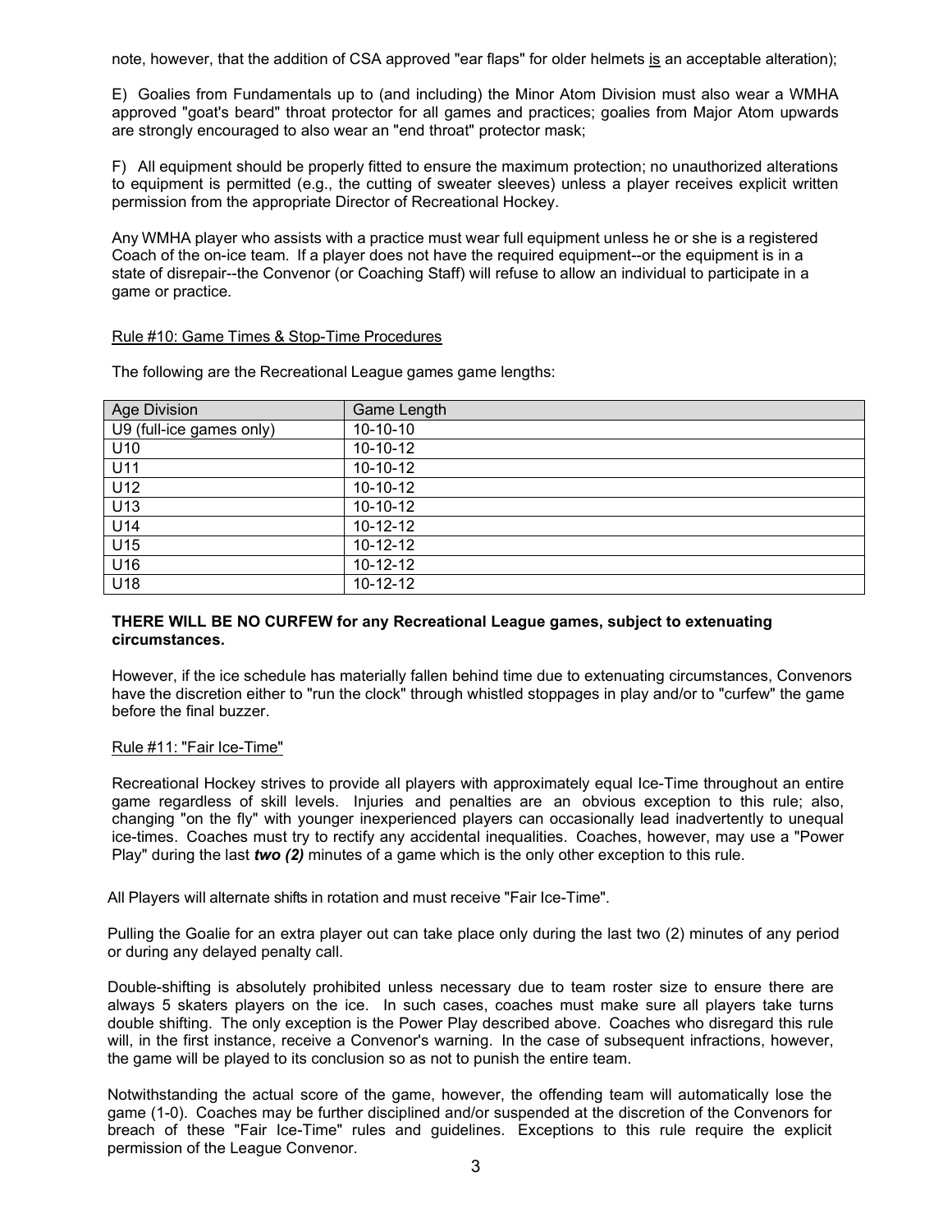note, however, that the addition of CSA approved "ear flaps" for older helmets <u>is</u> an acceptable alteration);

E) Goalies from Fundamentals up to (and including) the Minor Atom Division must also wear a WMHA approved "goat's beard" throat protector for all games and practices; goalies from Major Atom upwards are strongly encouraged to also wear an "end throat" protector mask;

F) All equipment should be properly fitted to ensure the maximum protection; no unauthorized alterations to equipment is permitted (e.g., the cutting of sweater sleeves) unless a player receives explicit written permission from the appropriate Director of Recreational Hockey.

Any WMHA player who assists with a practice must wear full equipment unless he or she is a registered Coach of the on-ice team. If a player does not have the required equipment--or the equipment is in a state of disrepair--the Convenor (or Coaching Staff) will refuse to allow an individual to participate in a game or practice.

<u>Rule #10: Game Times & Stop-Time Procedures</u>

The following are the Recreational League games game lengths:

| Age Division | Game Length |
|---|---|
| U9 (full-ice games only) | 10-10-10 |
| U10 | 10-10-12 |
| U11 | 10-10-12 |
| U12 | 10-10-12 |
| U13 | 10-10-12 |
| U14 | 10-12-12 |
| U15 | 10-12-12 |
| U16 | 10-12-12 |
| U18 | 10-12-12 |

**THERE WILL BE NO CURFEW for any Recreational League games, subject to extenuating circumstances.**

However, if the ice schedule has materially fallen behind time due to extenuating circumstances, Convenors have the discretion either to "run the clock" through whistled stoppages in play and/or to "curfew" the game before the final buzzer.

<u>Rule #11: "Fair Ice-Time"</u>

Recreational Hockey strives to provide all players with approximately equal Ice-Time throughout an entire game regardless of skill levels. Injuries and penalties are an obvious exception to this rule; also, changing "on the fly" with younger inexperienced players can occasionally lead inadvertently to unequal ice-times. Coaches must try to rectify any accidental inequalities. Coaches, however, may use a "Power Play" during the last ***two (2)*** minutes of a game which is the only other exception to this rule.

All Players will alternate shifts in rotation and must receive "Fair Ice-Time".

Pulling the Goalie for an extra player out can take place only during the last two (2) minutes of any period or during any delayed penalty call.

Double-shifting is absolutely prohibited unless necessary due to team roster size to ensure there are always 5 skaters players on the ice. In such cases, coaches must make sure all players take turns double shifting. The only exception is the Power Play described above. Coaches who disregard this rule will, in the first instance, receive a Convenor's warning. In the case of subsequent infractions, however, the game will be played to its conclusion so as not to punish the entire team.

Notwithstanding the actual score of the game, however, the offending team will automatically lose the game (1-0). Coaches may be further disciplined and/or suspended at the discretion of the Convenors for breach of these "Fair Ice-Time" rules and guidelines. Exceptions to this rule require the explicit permission of the League Convenor.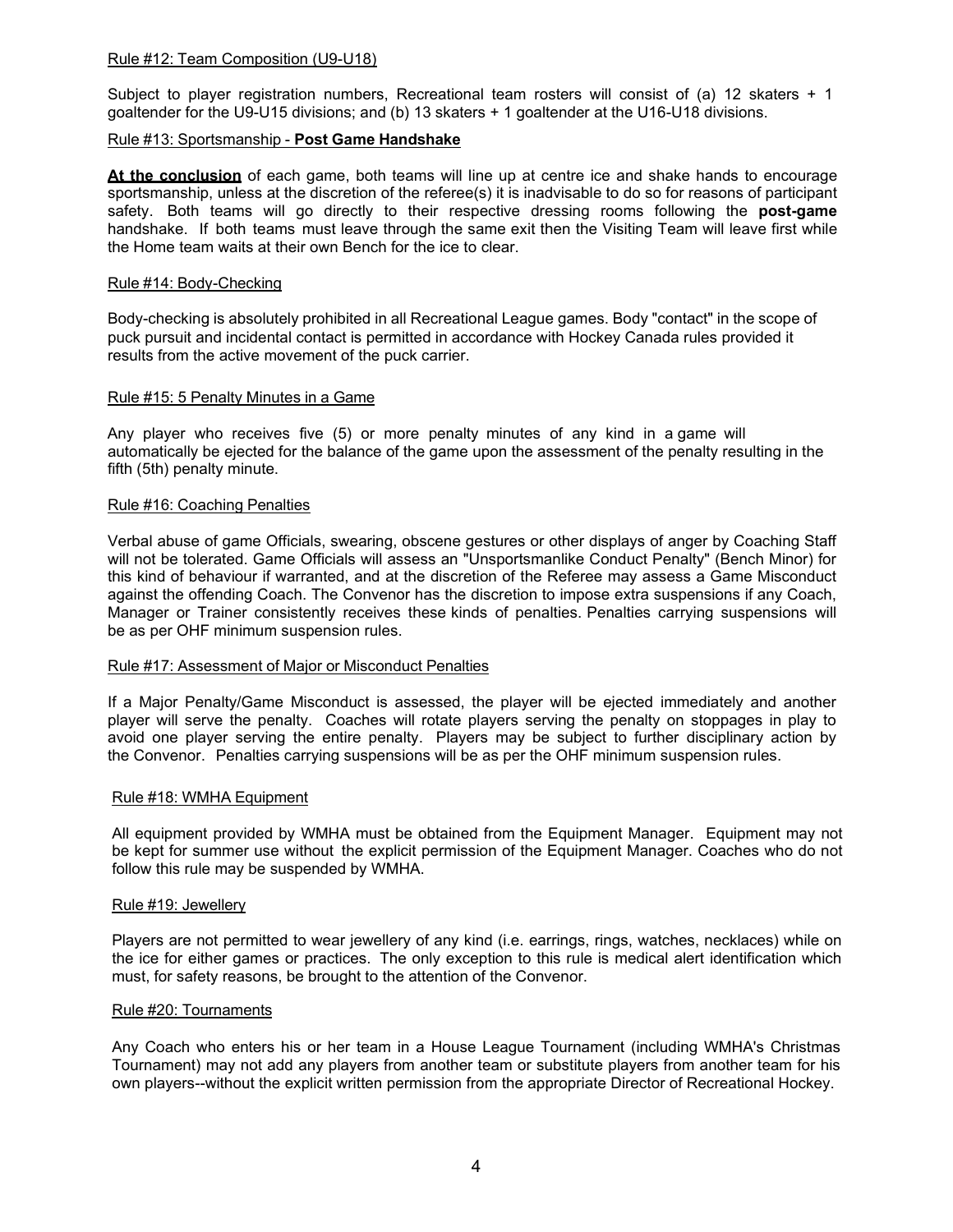Rule #12: Team Composition (U9-U18)

Subject to player registration numbers, Recreational team rosters will consist of (a) 12 skaters + 1 goaltender for the U9-U15 divisions; and (b) 13 skaters + 1 goaltender at the U16-U18 divisions.

Rule #13: Sportsmanship - **Post Game Handshake**

**At the conclusion** of each game, both teams will line up at centre ice and shake hands to encourage sportsmanship, unless at the discretion of the referee(s) it is inadvisable to do so for reasons of participant safety. Both teams will go directly to their respective dressing rooms following the **post-game** handshake. If both teams must leave through the same exit then the Visiting Team will leave first while the Home team waits at their own Bench for the ice to clear.

Rule #14: Body-Checking

Body-checking is absolutely prohibited in all Recreational League games. Body "contact" in the scope of puck pursuit and incidental contact is permitted in accordance with Hockey Canada rules provided it results from the active movement of the puck carrier.

Rule #15: 5 Penalty Minutes in a Game

Any player who receives five (5) or more penalty minutes of any kind in a game will automatically be ejected for the balance of the game upon the assessment of the penalty resulting in the fifth (5th) penalty minute.

Rule #16: Coaching Penalties

Verbal abuse of game Officials, swearing, obscene gestures or other displays of anger by Coaching Staff will not be tolerated. Game Officials will assess an "Unsportsmanlike Conduct Penalty" (Bench Minor) for this kind of behaviour if warranted, and at the discretion of the Referee may assess a Game Misconduct against the offending Coach. The Convenor has the discretion to impose extra suspensions if any Coach, Manager or Trainer consistently receives these kinds of penalties. Penalties carrying suspensions will be as per OHF minimum suspension rules.

Rule #17: Assessment of Major or Misconduct Penalties

If a Major Penalty/Game Misconduct is assessed, the player will be ejected immediately and another player will serve the penalty. Coaches will rotate players serving the penalty on stoppages in play to avoid one player serving the entire penalty. Players may be subject to further disciplinary action by the Convenor. Penalties carrying suspensions will be as per the OHF minimum suspension rules.

Rule #18: WMHA Equipment

All equipment provided by WMHA must be obtained from the Equipment Manager. Equipment may not be kept for summer use without the explicit permission of the Equipment Manager. Coaches who do not follow this rule may be suspended by WMHA.

Rule #19: Jewellery

Players are not permitted to wear jewellery of any kind (i.e. earrings, rings, watches, necklaces) while on the ice for either games or practices. The only exception to this rule is medical alert identification which must, for safety reasons, be brought to the attention of the Convenor.

Rule #20: Tournaments

Any Coach who enters his or her team in a House League Tournament (including WMHA's Christmas Tournament) may not add any players from another team or substitute players from another team for his own players--without the explicit written permission from the appropriate Director of Recreational Hockey.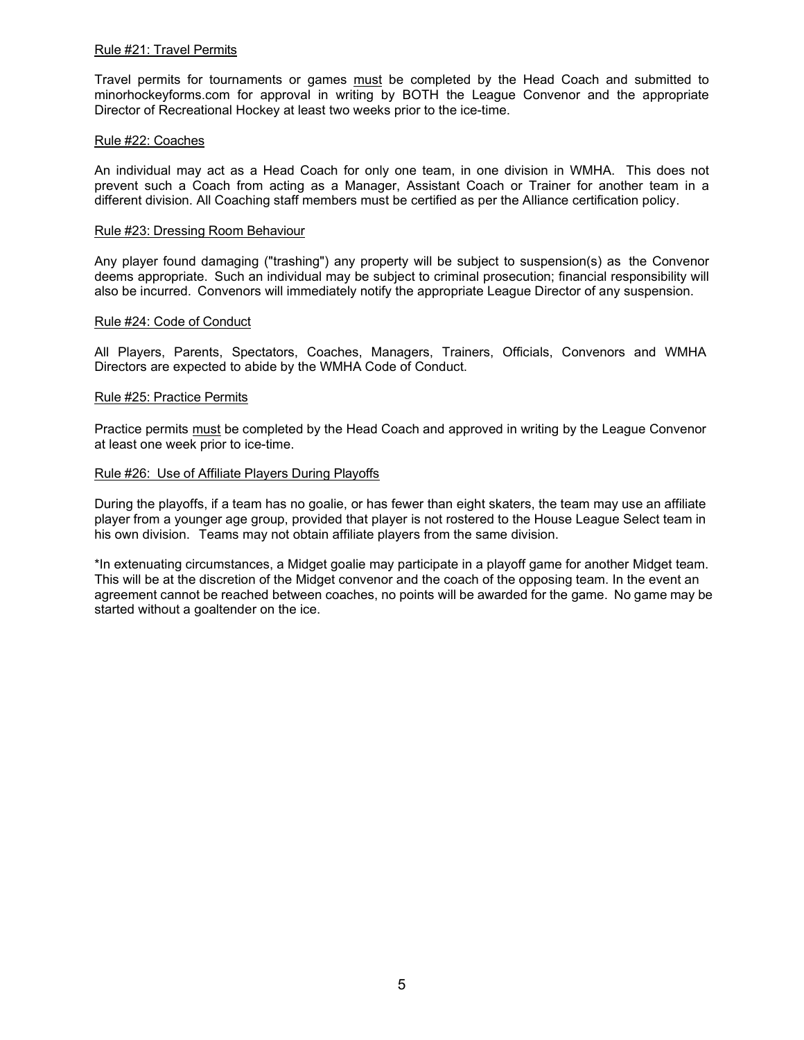Rule #21: Travel Permits

Travel permits for tournaments or games must be completed by the Head Coach and submitted to minorhockeyforms.com for approval in writing by BOTH the League Convenor and the appropriate Director of Recreational Hockey at least two weeks prior to the ice-time.

Rule #22: Coaches

An individual may act as a Head Coach for only one team, in one division in WMHA. This does not prevent such a Coach from acting as a Manager, Assistant Coach or Trainer for another team in a different division. All Coaching staff members must be certified as per the Alliance certification policy.

Rule #23: Dressing Room Behaviour

Any player found damaging ("trashing") any property will be subject to suspension(s) as the Convenor deems appropriate. Such an individual may be subject to criminal prosecution; financial responsibility will also be incurred. Convenors will immediately notify the appropriate League Director of any suspension.

Rule #24: Code of Conduct

All Players, Parents, Spectators, Coaches, Managers, Trainers, Officials, Convenors and WMHA Directors are expected to abide by the WMHA Code of Conduct.

Rule #25: Practice Permits

Practice permits must be completed by the Head Coach and approved in writing by the League Convenor at least one week prior to ice-time.

Rule #26: Use of Affiliate Players During Playoffs

During the playoffs, if a team has no goalie, or has fewer than eight skaters, the team may use an affiliate player from a younger age group, provided that player is not rostered to the House League Select team in his own division. Teams may not obtain affiliate players from the same division.

*In extenuating circumstances, a Midget goalie may participate in a playoff game for another Midget team. This will be at the discretion of the Midget convenor and the coach of the opposing team. In the event an agreement cannot be reached between coaches, no points will be awarded for the game. No game may be started without a goaltender on the ice.